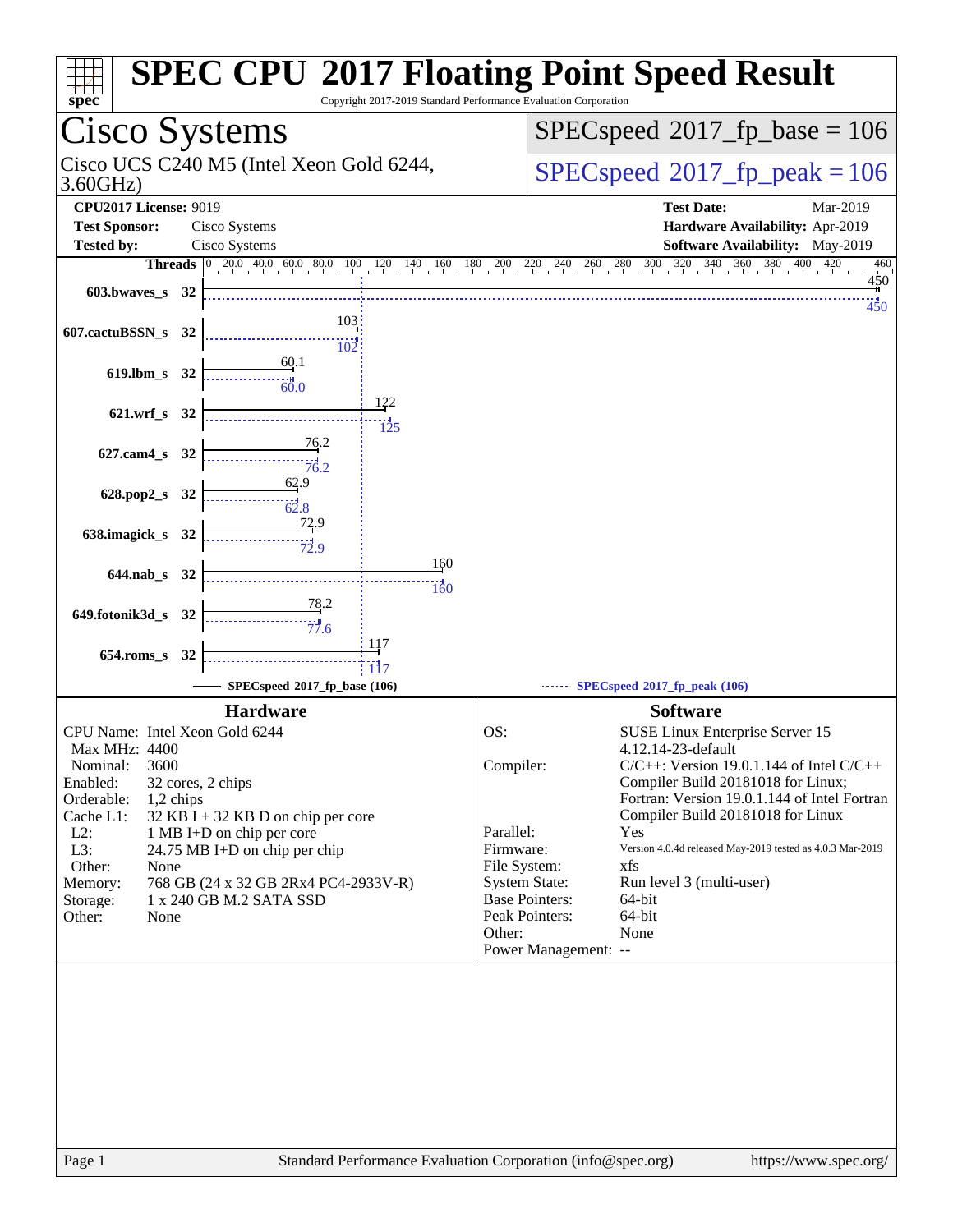# SPEC CPU 2017 Floating Point Speed Result

Copyright 2017-2019 Standard Performance Evaluation Corporation

## Cisco Systems

Cisco UCS C240 M5 (Intel Xeon Gold 6244, 3.60GHz)

SPECspeed 2017_fp_base = 106

SPECspeed 2017_fp_peak = 106

| | | | |
|---|---|---|---|
| **CPU2017 License:** | 9019 | **Test Date:** | Mar-2019 |
| **Test Sponsor:** | Cisco Systems | **Hardware Availability:** | Apr-2019 |
| **Tested by:** | Cisco Systems | **Software Availability:** | May-2019 |

| Benchmark | Threads | Base | Peak |
|---|---|---|---|
| 603.bwaves_s | 32 | 450 | 450 |
| 607.cactuBSSN_s | 32 | 103 | 102 |
| 619.lbm_s | 32 | 60.1 | 60.0 |
| 621.wrf_s | 32 | 122 | 125 |
| 627.cam4_s | 32 | 76.2 | 76.2 |
| 628.pop2_s | 32 | 62.9 | 62.8 |
| 638.imagick_s | 32 | 72.9 | 72.9 |
| 644.nab_s | 32 | 160 | 160 |
| 649.fotonik3d_s | 32 | 78.2 | 77.6 |
| 654.roms_s | 32 | 117 | 117 |

SPECspeed 2017_fp_base (106) — SPECspeed 2017_fp_peak (106)

### Hardware

| | |
|---|---|
| CPU Name: | Intel Xeon Gold 6244 |
| Max MHz: | 4400 |
| Nominal: | 3600 |
| Enabled: | 32 cores, 2 chips |
| Orderable: | 1,2 chips |
| Cache L1: | 32 KB I + 32 KB D on chip per core |
| L2: | 1 MB I+D on chip per core |
| L3: | 24.75 MB I+D on chip per chip |
| Other: | None |
| Memory: | 768 GB (24 x 32 GB 2Rx4 PC4-2933V-R) |
| Storage: | 1 x 240 GB M.2 SATA SSD |
| Other: | None |

### Software

| | |
|---|---|
| OS: | SUSE Linux Enterprise Server 15 4.12.14-23-default |
| Compiler: | C/C++: Version 19.0.1.144 of Intel C/C++ Compiler Build 20181018 for Linux; Fortran: Version 19.0.1.144 of Intel Fortran Compiler Build 20181018 for Linux |
| Parallel: | Yes |
| Firmware: | Version 4.0.4d released May-2019 tested as 4.0.3 Mar-2019 |
| File System: | xfs |
| System State: | Run level 3 (multi-user) |
| Base Pointers: | 64-bit |
| Peak Pointers: | 64-bit |
| Other: | None |
| Power Management: | -- |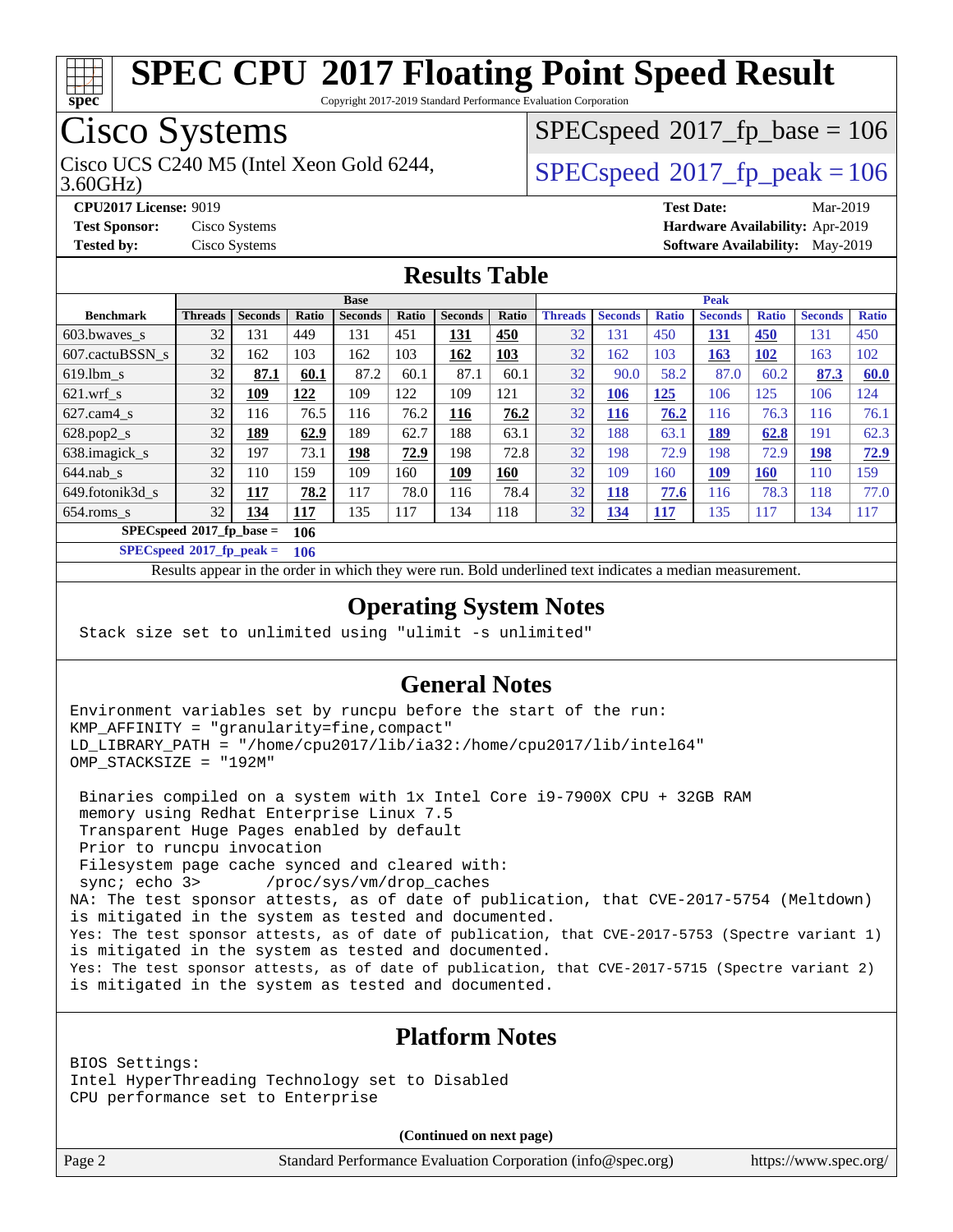# SPEC CPU 2017 Floating Point Speed Result

Copyright 2017-2019 Standard Performance Evaluation Corporation

## Cisco Systems

Cisco UCS C240 M5 (Intel Xeon Gold 6244, 3.60GHz)

SPECspeed 2017_fp_base = 106

SPECspeed 2017_fp_peak = 106

**CPU2017 License:** 9019
**Test Sponsor:** Cisco Systems
**Tested by:** Cisco Systems

**Test Date:** Mar-2019
**Hardware Availability:** Apr-2019
**Software Availability:** May-2019

## Results Table

| | Base | | | | | | | Peak | | | | | | |
|---|---|---|---|---|---|---|---|---|---|---|---|---|---|---|
| **Benchmark** | **Threads** | **Seconds** | **Ratio** | **Seconds** | **Ratio** | **Seconds** | **Ratio** | **Threads** | **Seconds** | **Ratio** | **Seconds** | **Ratio** | **Seconds** | **Ratio** |
| 603.bwaves_s | 32 | 131 | 449 | 131 | 451 | **131** | **450** | 32 | 131 | 450 | **131** | **450** | 131 | 450 |
| 607.cactuBSSN_s | 32 | 162 | 103 | 162 | 103 | **162** | **103** | 32 | 162 | 103 | **163** | **102** | 163 | 102 |
| 619.lbm_s | 32 | **87.1** | **60.1** | 87.2 | 60.1 | 87.1 | 60.1 | 32 | 90.0 | 58.2 | 87.0 | 60.2 | **87.3** | **60.0** |
| 621.wrf_s | 32 | **109** | **122** | 109 | 122 | 109 | 121 | 32 | **106** | **125** | 106 | 125 | 106 | 124 |
| 627.cam4_s | 32 | 116 | 76.5 | 116 | 76.2 | **116** | **76.2** | 32 | **116** | **76.2** | 116 | 76.3 | 116 | 76.1 |
| 628.pop2_s | 32 | **189** | **62.9** | 189 | 62.7 | 188 | 63.1 | 32 | 188 | 63.1 | **189** | **62.8** | 191 | 62.3 |
| 638.imagick_s | 32 | 197 | 73.1 | **198** | **72.9** | 198 | 72.8 | 32 | 198 | 72.9 | 198 | 72.9 | **198** | **72.9** |
| 644.nab_s | 32 | 110 | 159 | 109 | 160 | **109** | **160** | 32 | 109 | 160 | **109** | **160** | 110 | 159 |
| 649.fotonik3d_s | 32 | **117** | **78.2** | 117 | 78.0 | 116 | 78.4 | 32 | **118** | **77.6** | 116 | 78.3 | 118 | 77.0 |
| 654.roms_s | 32 | **134** | **117** | 135 | 117 | 134 | 118 | 32 | **134** | **117** | 135 | 117 | 134 | 117 |

**SPECspeed 2017_fp_base = 106**

**SPECspeed 2017_fp_peak = 106**

Results appear in the order in which they were run. Bold underlined text indicates a median measurement.

## Operating System Notes

```
Stack size set to unlimited using "ulimit -s unlimited"
```

## General Notes

```
Environment variables set by runcpu before the start of the run:
KMP_AFFINITY = "granularity=fine,compact"
LD_LIBRARY_PATH = "/home/cpu2017/lib/ia32:/home/cpu2017/lib/intel64"
OMP_STACKSIZE = "192M"

 Binaries compiled on a system with 1x Intel Core i9-7900X CPU + 32GB RAM
 memory using Redhat Enterprise Linux 7.5
 Transparent Huge Pages enabled by default
 Prior to runcpu invocation
 Filesystem page cache synced and cleared with:
 sync; echo 3>       /proc/sys/vm/drop_caches
NA: The test sponsor attests, as of date of publication, that CVE-2017-5754 (Meltdown)
is mitigated in the system as tested and documented.
Yes: The test sponsor attests, as of date of publication, that CVE-2017-5753 (Spectre variant 1)
is mitigated in the system as tested and documented.
Yes: The test sponsor attests, as of date of publication, that CVE-2017-5715 (Spectre variant 2)
is mitigated in the system as tested and documented.
```

## Platform Notes

```
BIOS Settings:
Intel HyperThreading Technology set to Disabled
CPU performance set to Enterprise
```

**(Continued on next page)**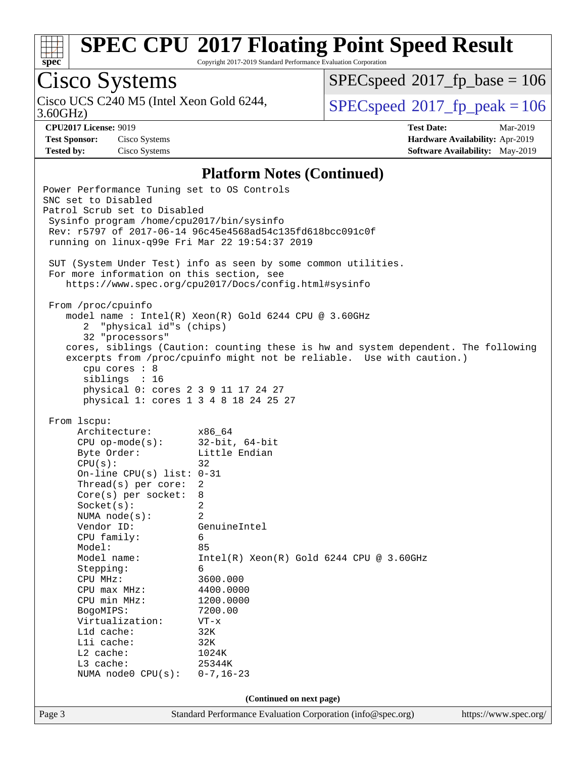# SPEC CPU 2017 Floating Point Speed Result

Copyright 2017-2019 Standard Performance Evaluation Corporation

## Cisco Systems

Cisco UCS C240 M5 (Intel Xeon Gold 6244, 3.60GHz)

SPECspeed 2017_fp_base = 106

SPECspeed 2017_fp_peak = 106

**CPU2017 License:** 9019
**Test Sponsor:** Cisco Systems
**Tested by:** Cisco Systems

**Test Date:** Mar-2019
**Hardware Availability:** Apr-2019
**Software Availability:** May-2019

### Platform Notes (Continued)

```
Power Performance Tuning set to OS Controls
SNC set to Disabled
Patrol Scrub set to Disabled
 Sysinfo program /home/cpu2017/bin/sysinfo
 Rev: r5797 of 2017-06-14 96c45e4568ad54c135fd618bcc091c0f
 running on linux-q99e Fri Mar 22 19:54:37 2019

 SUT (System Under Test) info as seen by some common utilities.
 For more information on this section, see
    https://www.spec.org/cpu2017/Docs/config.html#sysinfo

 From /proc/cpuinfo
    model name : Intel(R) Xeon(R) Gold 6244 CPU @ 3.60GHz
       2  "physical id"s (chips)
       32 "processors"
    cores, siblings (Caution: counting these is hw and system dependent. The following
    excerpts from /proc/cpuinfo might not be reliable.  Use with caution.)
       cpu cores : 8
       siblings  : 16
       physical 0: cores 2 3 9 11 17 24 27
       physical 1: cores 1 3 4 8 18 24 25 27

 From lscpu:
      Architecture:          x86_64
      CPU op-mode(s):        32-bit, 64-bit
      Byte Order:            Little Endian
      CPU(s):                32
      On-line CPU(s) list:   0-31
      Thread(s) per core:    2
      Core(s) per socket:    8
      Socket(s):             2
      NUMA node(s):          2
      Vendor ID:             GenuineIntel
      CPU family:            6
      Model:                 85
      Model name:            Intel(R) Xeon(R) Gold 6244 CPU @ 3.60GHz
      Stepping:              6
      CPU MHz:               3600.000
      CPU max MHz:           4400.0000
      CPU min MHz:           1200.0000
      BogoMIPS:              7200.00
      Virtualization:        VT-x
      L1d cache:             32K
      L1i cache:             32K
      L2 cache:              1024K
      L3 cache:              25344K
      NUMA node0 CPU(s):     0-7,16-23
```

(Continued on next page)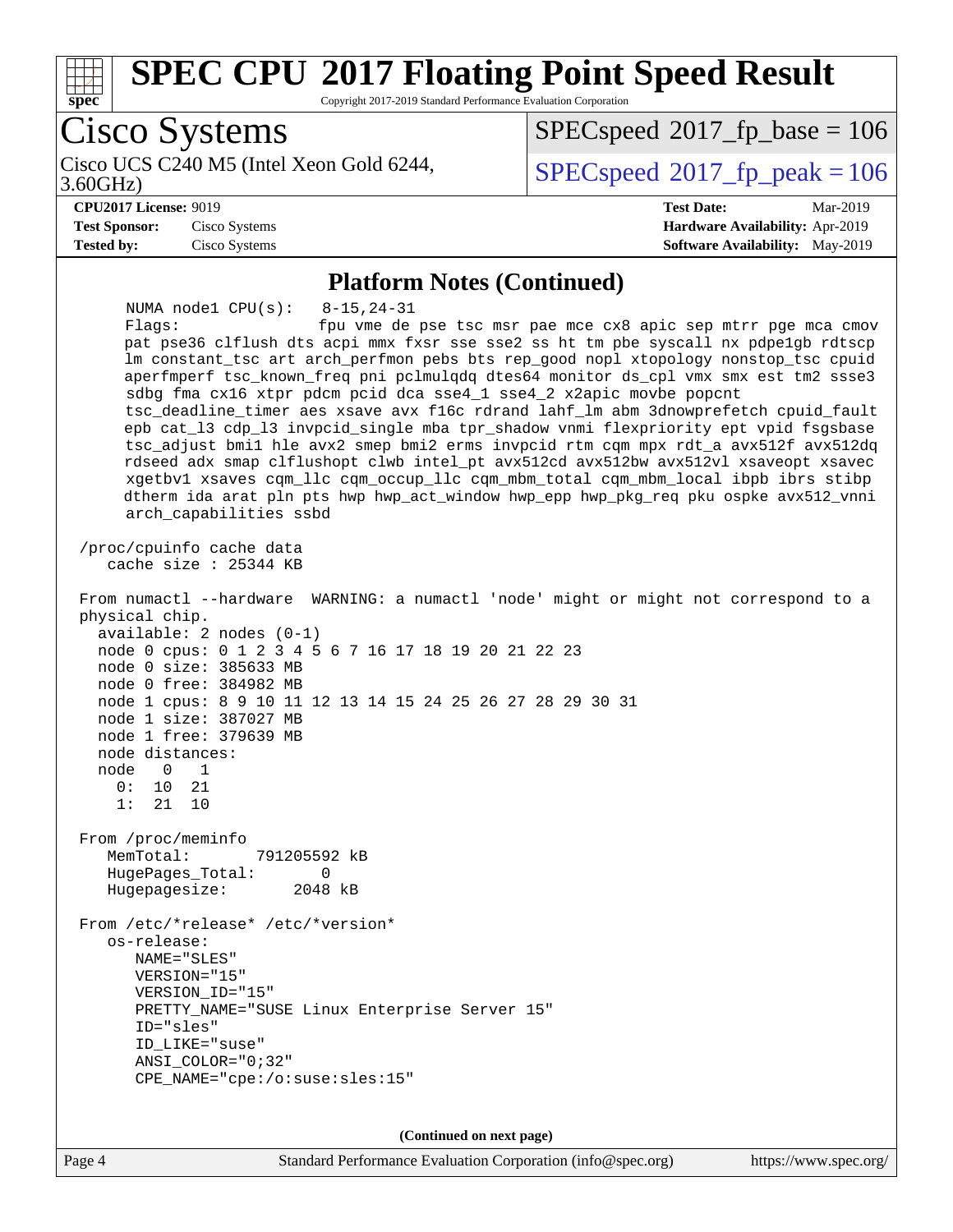# SPEC CPU 2017 Floating Point Speed Result

Copyright 2017-2019 Standard Performance Evaluation Corporation

## Cisco Systems

Cisco UCS C240 M5 (Intel Xeon Gold 6244, 3.60GHz)

SPECspeed 2017_fp_base = 106

SPECspeed 2017_fp_peak = 106

**CPU2017 License:** 9019
**Test Sponsor:** Cisco Systems
**Tested by:** Cisco Systems

**Test Date:** Mar-2019
**Hardware Availability:** Apr-2019
**Software Availability:** May-2019

### Platform Notes (Continued)

```
     NUMA node1 CPU(s):    8-15,24-31
     Flags:                fpu vme de pse tsc msr pae mce cx8 apic sep mtrr pge mca cmov
     pat pse36 clflush dts acpi mmx fxsr sse sse2 ss ht tm pbe syscall nx pdpe1gb rdtscp
     lm constant_tsc art arch_perfmon pebs bts rep_good nopl xtopology nonstop_tsc cpuid
     aperfmperf tsc_known_freq pni pclmulqdq dtes64 monitor ds_cpl vmx smx est tm2 ssse3
     sdbg fma cx16 xtpr pdcm pcid dca sse4_1 sse4_2 x2apic movbe popcnt
     tsc_deadline_timer aes xsave avx f16c rdrand lahf_lm abm 3dnowprefetch cpuid_fault
     epb cat_l3 cdp_l3 invpcid_single mba tpr_shadow vnmi flexpriority ept vpid fsgsbase
     tsc_adjust bmi1 hle avx2 smep bmi2 erms invpcid rtm cqm mpx rdt_a avx512f avx512dq
     rdseed adx smap clflushopt clwb intel_pt avx512cd avx512bw avx512vl xsaveopt xsavec
     xgetbv1 xsaves cqm_llc cqm_occup_llc cqm_mbm_total cqm_mbm_local ibpb ibrs stibp
     dtherm ida arat pln pts hwp hwp_act_window hwp_epp hwp_pkg_req pku ospke avx512_vnni
     arch_capabilities ssbd

 /proc/cpuinfo cache data
    cache size : 25344 KB

 From numactl --hardware  WARNING: a numactl 'node' might or might not correspond to a
 physical chip.
   available: 2 nodes (0-1)
   node 0 cpus: 0 1 2 3 4 5 6 7 16 17 18 19 20 21 22 23
   node 0 size: 385633 MB
   node 0 free: 384982 MB
   node 1 cpus: 8 9 10 11 12 13 14 15 24 25 26 27 28 29 30 31
   node 1 size: 387027 MB
   node 1 free: 379639 MB
   node distances:
   node   0   1
     0:  10  21
     1:  21  10

 From /proc/meminfo
    MemTotal:       791205592 kB
    HugePages_Total:       0
    Hugepagesize:       2048 kB

 From /etc/*release* /etc/*version*
    os-release:
       NAME="SLES"
       VERSION="15"
       VERSION_ID="15"
       PRETTY_NAME="SUSE Linux Enterprise Server 15"
       ID="sles"
       ID_LIKE="suse"
       ANSI_COLOR="0;32"
       CPE_NAME="cpe:/o:suse:sles:15"
```

**(Continued on next page)**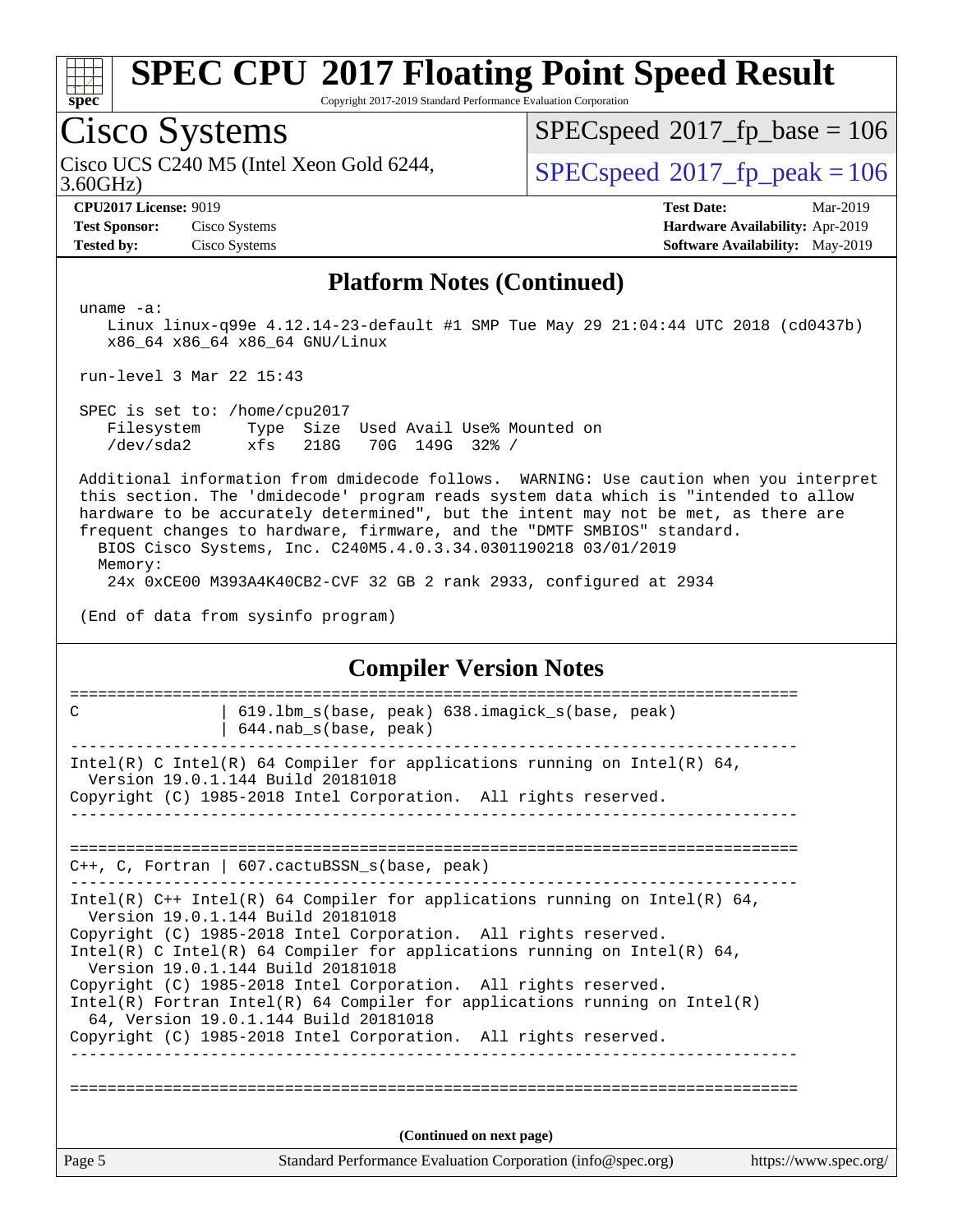## Platform Notes (Continued)

```
uname -a:
   Linux linux-q99e 4.12.14-23-default #1 SMP Tue May 29 21:04:44 UTC 2018 (cd0437b)
   x86_64 x86_64 x86_64 GNU/Linux

run-level 3 Mar 22 15:43

SPEC is set to: /home/cpu2017
   Filesystem     Type  Size  Used Avail Use% Mounted on
   /dev/sda2      xfs   218G   70G  149G  32% /

Additional information from dmidecode follows.  WARNING: Use caution when you interpret
this section. The 'dmidecode' program reads system data which is "intended to allow
hardware to be accurately determined", but the intent may not be met, as there are
frequent changes to hardware, firmware, and the "DMTF SMBIOS" standard.
  BIOS Cisco Systems, Inc. C240M5.4.0.3.34.0301190218 03/01/2019
  Memory:
    24x 0xCE00 M393A4K40CB2-CVF 32 GB 2 rank 2933, configured at 2934

(End of data from sysinfo program)
```

## Compiler Version Notes

```
==============================================================================
C               | 619.lbm_s(base, peak) 638.imagick_s(base, peak)
                | 644.nab_s(base, peak)
------------------------------------------------------------------------------
Intel(R) C Intel(R) 64 Compiler for applications running on Intel(R) 64,
  Version 19.0.1.144 Build 20181018
Copyright (C) 1985-2018 Intel Corporation.  All rights reserved.
------------------------------------------------------------------------------

==============================================================================
C++, C, Fortran | 607.cactuBSSN_s(base, peak)
------------------------------------------------------------------------------
Intel(R) C++ Intel(R) 64 Compiler for applications running on Intel(R) 64,
  Version 19.0.1.144 Build 20181018
Copyright (C) 1985-2018 Intel Corporation.  All rights reserved.
Intel(R) C Intel(R) 64 Compiler for applications running on Intel(R) 64,
  Version 19.0.1.144 Build 20181018
Copyright (C) 1985-2018 Intel Corporation.  All rights reserved.
Intel(R) Fortran Intel(R) 64 Compiler for applications running on Intel(R)
  64, Version 19.0.1.144 Build 20181018
Copyright (C) 1985-2018 Intel Corporation.  All rights reserved.
------------------------------------------------------------------------------

==============================================================================
```

(Continued on next page)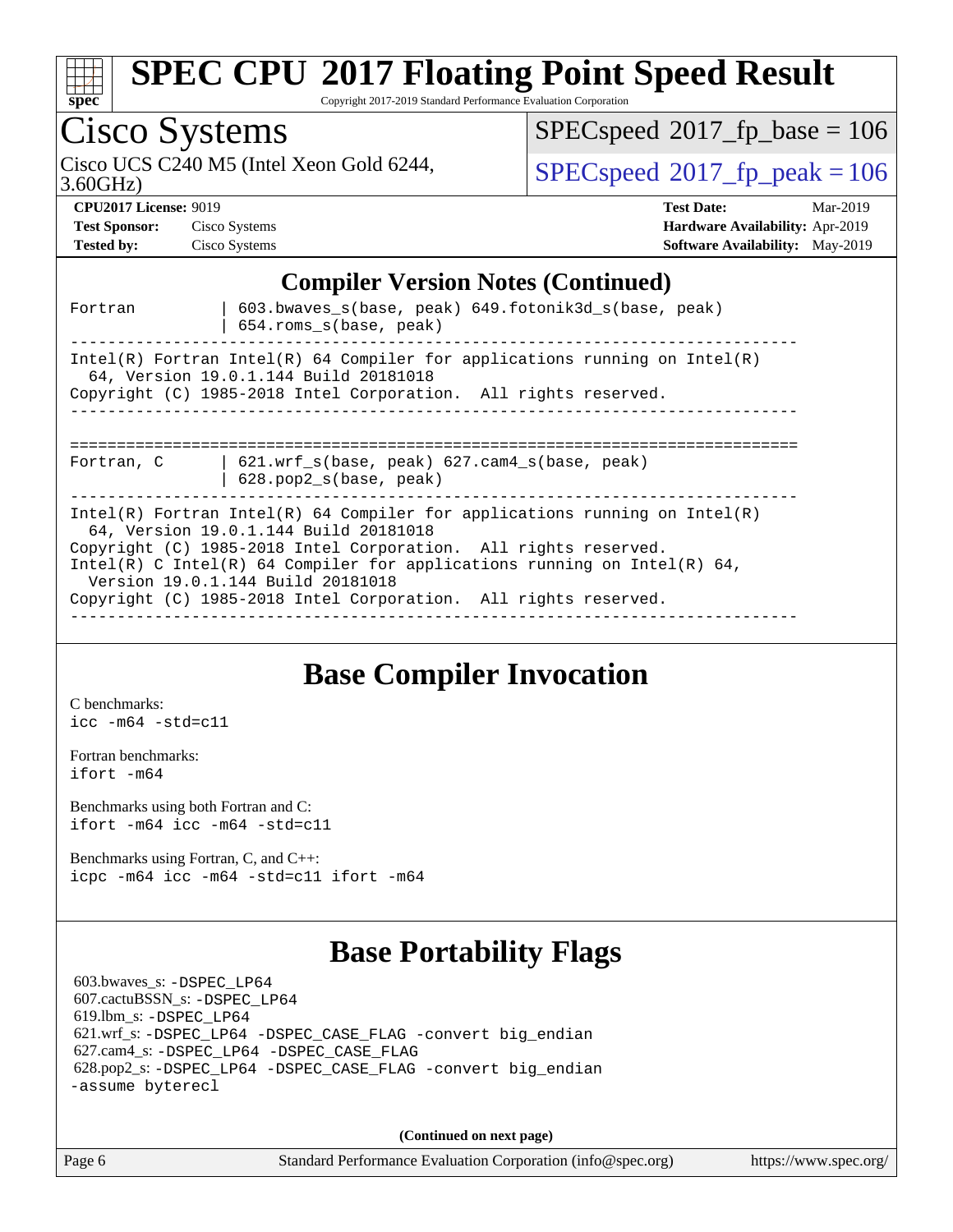## Compiler Version Notes (Continued)

```
Fortran         | 603.bwaves_s(base, peak) 649.fotonik3d_s(base, peak)
                | 654.roms_s(base, peak)
------------------------------------------------------------------------------
Intel(R) Fortran Intel(R) 64 Compiler for applications running on Intel(R)
  64, Version 19.0.1.144 Build 20181018
Copyright (C) 1985-2018 Intel Corporation.  All rights reserved.
------------------------------------------------------------------------------

==============================================================================
Fortran, C      | 621.wrf_s(base, peak) 627.cam4_s(base, peak)
                | 628.pop2_s(base, peak)
------------------------------------------------------------------------------
Intel(R) Fortran Intel(R) 64 Compiler for applications running on Intel(R)
  64, Version 19.0.1.144 Build 20181018
Copyright (C) 1985-2018 Intel Corporation.  All rights reserved.
Intel(R) C Intel(R) 64 Compiler for applications running on Intel(R) 64,
  Version 19.0.1.144 Build 20181018
Copyright (C) 1985-2018 Intel Corporation.  All rights reserved.
------------------------------------------------------------------------------
```

## Base Compiler Invocation

C benchmarks:
`icc -m64 -std=c11`

Fortran benchmarks:
`ifort -m64`

Benchmarks using both Fortran and C:
`ifort -m64 icc -m64 -std=c11`

Benchmarks using Fortran, C, and C++:
`icpc -m64 icc -m64 -std=c11 ifort -m64`

## Base Portability Flags

603.bwaves_s: `-DSPEC_LP64`
607.cactuBSSN_s: `-DSPEC_LP64`
619.lbm_s: `-DSPEC_LP64`
621.wrf_s: `-DSPEC_LP64 -DSPEC_CASE_FLAG -convert big_endian`
627.cam4_s: `-DSPEC_LP64 -DSPEC_CASE_FLAG`
628.pop2_s: `-DSPEC_LP64 -DSPEC_CASE_FLAG -convert big_endian -assume byterecl`

(Continued on next page)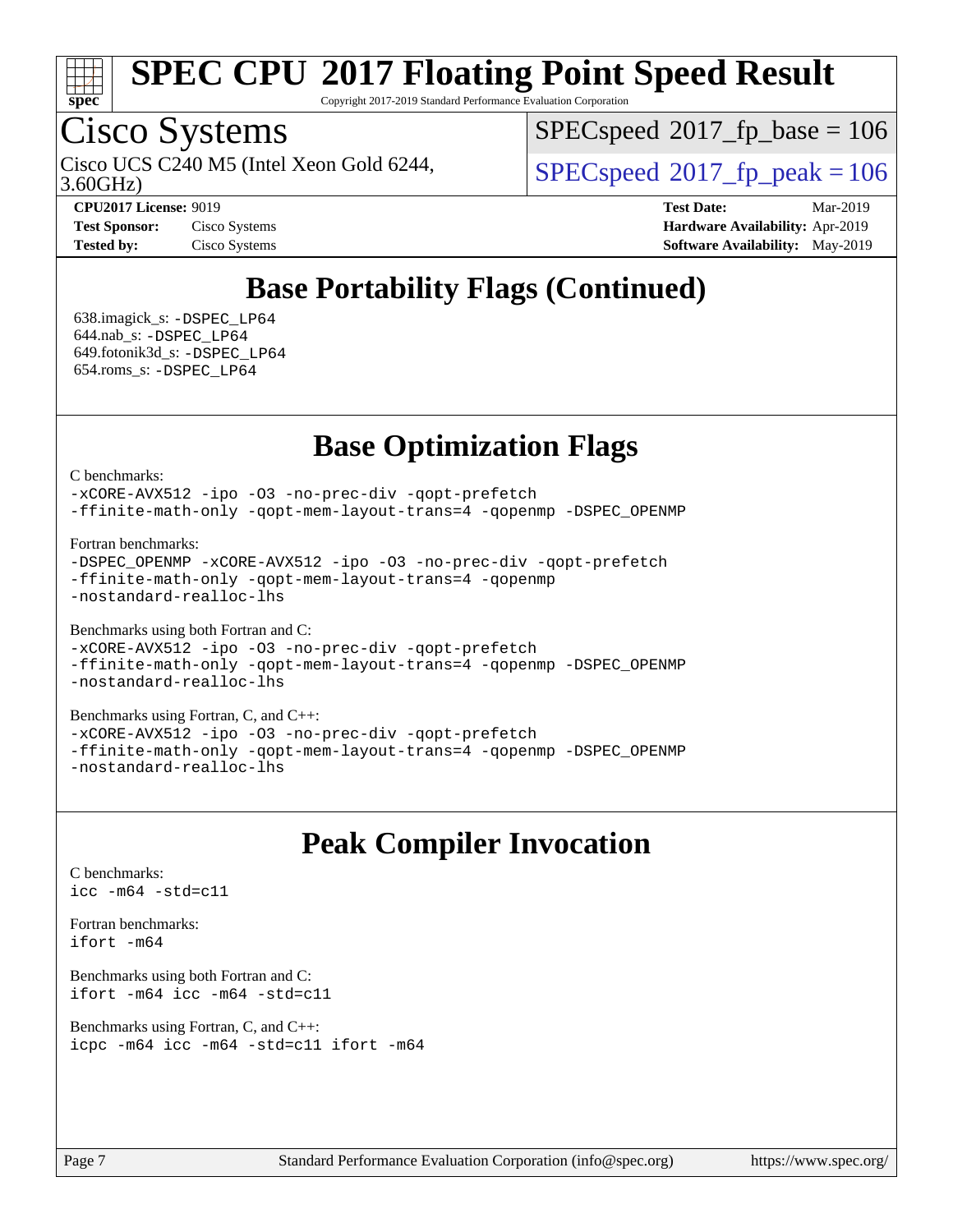# SPEC CPU 2017 Floating Point Speed Result

Copyright 2017-2019 Standard Performance Evaluation Corporation

**Cisco Systems**

Cisco UCS C240 M5 (Intel Xeon Gold 6244, 3.60GHz)

SPECspeed 2017_fp_base = 106

SPECspeed 2017_fp_peak = 106

**CPU2017 License:** 9019
**Test Sponsor:** Cisco Systems
**Tested by:** Cisco Systems

**Test Date:** Mar-2019
**Hardware Availability:** Apr-2019
**Software Availability:** May-2019

## Base Portability Flags (Continued)

638.imagick_s: -DSPEC_LP64
644.nab_s: -DSPEC_LP64
649.fotonik3d_s: -DSPEC_LP64
654.roms_s: -DSPEC_LP64

## Base Optimization Flags

C benchmarks:
```
-xCORE-AVX512 -ipo -O3 -no-prec-div -qopt-prefetch
-ffinite-math-only -qopt-mem-layout-trans=4 -qopenmp -DSPEC_OPENMP
```

Fortran benchmarks:
```
-DSPEC_OPENMP -xCORE-AVX512 -ipo -O3 -no-prec-div -qopt-prefetch
-ffinite-math-only -qopt-mem-layout-trans=4 -qopenmp
-nostandard-realloc-lhs
```

Benchmarks using both Fortran and C:
```
-xCORE-AVX512 -ipo -O3 -no-prec-div -qopt-prefetch
-ffinite-math-only -qopt-mem-layout-trans=4 -qopenmp -DSPEC_OPENMP
-nostandard-realloc-lhs
```

Benchmarks using Fortran, C, and C++:
```
-xCORE-AVX512 -ipo -O3 -no-prec-div -qopt-prefetch
-ffinite-math-only -qopt-mem-layout-trans=4 -qopenmp -DSPEC_OPENMP
-nostandard-realloc-lhs
```

## Peak Compiler Invocation

C benchmarks:
```
icc -m64 -std=c11
```

Fortran benchmarks:
```
ifort -m64
```

Benchmarks using both Fortran and C:
```
ifort -m64 icc -m64 -std=c11
```

Benchmarks using Fortran, C, and C++:
```
icpc -m64 icc -m64 -std=c11 ifort -m64
```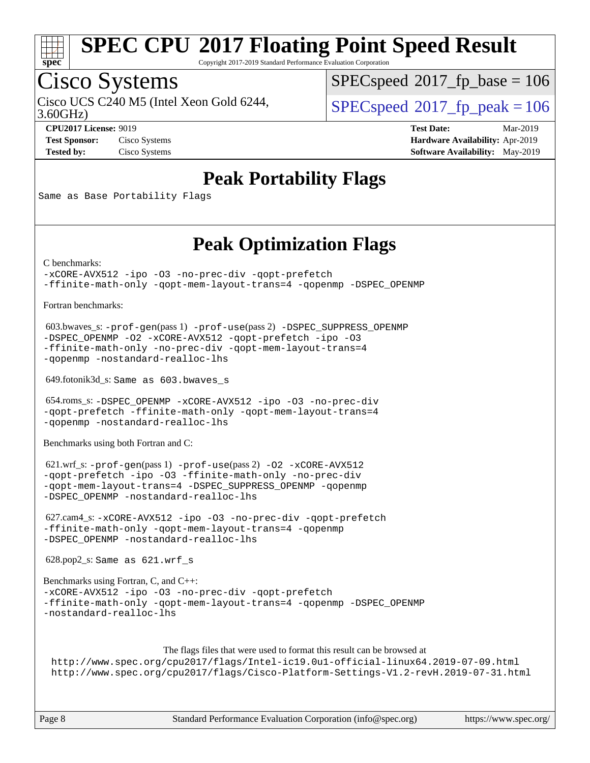# SPEC CPU 2017 Floating Point Speed Result

Copyright 2017-2019 Standard Performance Evaluation Corporation

## Cisco Systems

Cisco UCS C240 M5 (Intel Xeon Gold 6244, 3.60GHz)

SPECspeed 2017_fp_base = 106

SPECspeed 2017_fp_peak = 106

**CPU2017 License:** 9019
**Test Sponsor:** Cisco Systems
**Tested by:** Cisco Systems

**Test Date:** Mar-2019
**Hardware Availability:** Apr-2019
**Software Availability:** May-2019

## Peak Portability Flags

Same as Base Portability Flags

## Peak Optimization Flags

C benchmarks:

-xCORE-AVX512 -ipo -O3 -no-prec-div -qopt-prefetch
-ffinite-math-only -qopt-mem-layout-trans=4 -qopenmp -DSPEC_OPENMP

Fortran benchmarks:

603.bwaves_s: -prof-gen(pass 1) -prof-use(pass 2) -DSPEC_SUPPRESS_OPENMP
-DSPEC_OPENMP -O2 -xCORE-AVX512 -qopt-prefetch -ipo -O3
-ffinite-math-only -no-prec-div -qopt-mem-layout-trans=4
-qopenmp -nostandard-realloc-lhs

649.fotonik3d_s: Same as 603.bwaves_s

654.roms_s: -DSPEC_OPENMP -xCORE-AVX512 -ipo -O3 -no-prec-div
-qopt-prefetch -ffinite-math-only -qopt-mem-layout-trans=4
-qopenmp -nostandard-realloc-lhs

Benchmarks using both Fortran and C:

621.wrf_s: -prof-gen(pass 1) -prof-use(pass 2) -O2 -xCORE-AVX512
-qopt-prefetch -ipo -O3 -ffinite-math-only -no-prec-div
-qopt-mem-layout-trans=4 -DSPEC_SUPPRESS_OPENMP -qopenmp
-DSPEC_OPENMP -nostandard-realloc-lhs

627.cam4_s: -xCORE-AVX512 -ipo -O3 -no-prec-div -qopt-prefetch
-ffinite-math-only -qopt-mem-layout-trans=4 -qopenmp
-DSPEC_OPENMP -nostandard-realloc-lhs

628.pop2_s: Same as 621.wrf_s

Benchmarks using Fortran, C, and C++:

-xCORE-AVX512 -ipo -O3 -no-prec-div -qopt-prefetch
-ffinite-math-only -qopt-mem-layout-trans=4 -qopenmp -DSPEC_OPENMP
-nostandard-realloc-lhs

The flags files that were used to format this result can be browsed at

http://www.spec.org/cpu2017/flags/Intel-ic19.0u1-official-linux64.2019-07-09.html
http://www.spec.org/cpu2017/flags/Cisco-Platform-Settings-V1.2-revH.2019-07-31.html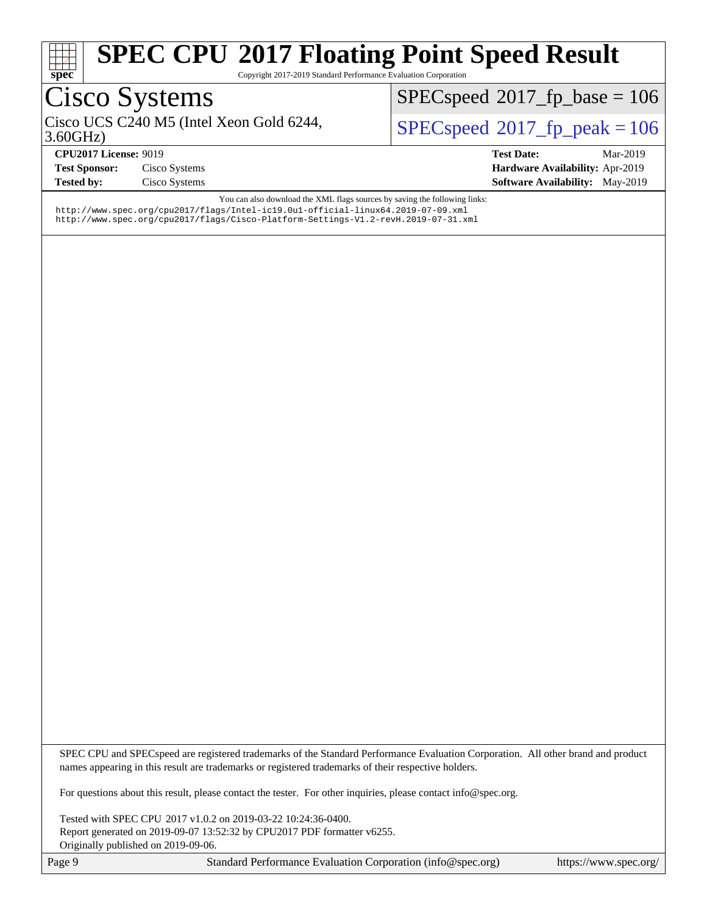You can also download the XML flags sources by saving the following links:
http://www.spec.org/cpu2017/flags/Intel-ic19.0u1-official-linux64.2019-07-09.xml
http://www.spec.org/cpu2017/flags/Cisco-Platform-Settings-V1.2-revH.2019-07-31.xml

SPEC CPU and SPECspeed are registered trademarks of the Standard Performance Evaluation Corporation. All other brand and product names appearing in this result are trademarks or registered trademarks of their respective holders.

For questions about this result, please contact the tester. For other inquiries, please contact info@spec.org.

Tested with SPEC CPU 2017 v1.0.2 on 2019-03-22 10:24:36-0400.
Report generated on 2019-09-07 13:52:32 by CPU2017 PDF formatter v6255.
Originally published on 2019-09-06.